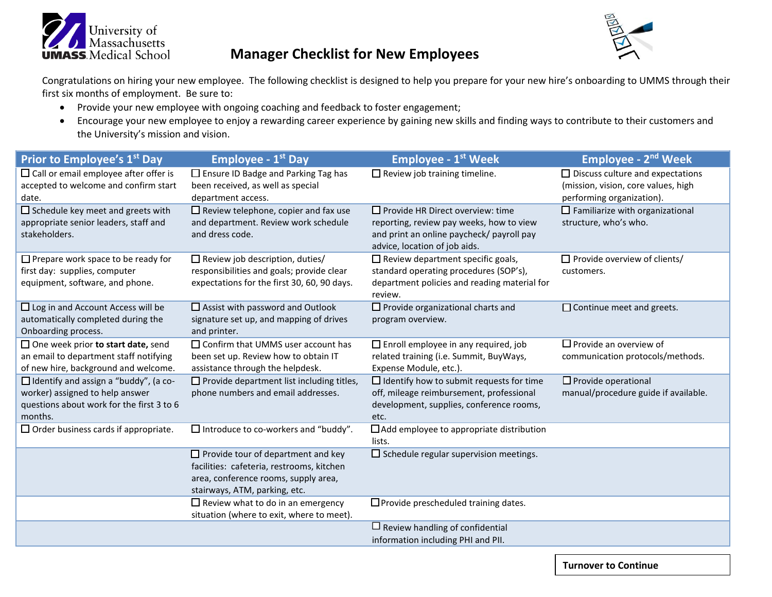University of Massachusetts
UMASS Medical School

# Manager Checklist for New Employees

Congratulations on hiring your new employee. The following checklist is designed to help you prepare for your new hire's onboarding to UMMS through their first six months of employment. Be sure to:

- Provide your new employee with ongoing coaching and feedback to foster engagement;
- Encourage your new employee to enjoy a rewarding career experience by gaining new skills and finding ways to contribute to their customers and the University's mission and vision.

| Prior to Employee's 1st Day | Employee - 1st Day | Employee - 1st Week | Employee - 2nd Week |
|---|---|---|---|
| ☐ Call or email employee after offer is accepted to welcome and confirm start date. | ☐ Ensure ID Badge and Parking Tag has been received, as well as special department access. | ☐ Review job training timeline. | ☐ Discuss culture and expectations (mission, vision, core values, high performing organization). |
| ☐ Schedule key meet and greets with appropriate senior leaders, staff and stakeholders. | ☐ Review telephone, copier and fax use and department. Review work schedule and dress code. | ☐ Provide HR Direct overview: time reporting, review pay weeks, how to view and print an online paycheck/ payroll pay advice, location of job aids. | ☐ Familiarize with organizational structure, who's who. |
| ☐ Prepare work space to be ready for first day: supplies, computer equipment, software, and phone. | ☐ Review job description, duties/ responsibilities and goals; provide clear expectations for the first 30, 60, 90 days. | ☐ Review department specific goals, standard operating procedures (SOP's), department policies and reading material for review. | ☐ Provide overview of clients/ customers. |
| ☐ Log in and Account Access will be automatically completed during the Onboarding process. | ☐ Assist with password and Outlook signature set up, and mapping of drives and printer. | ☐ Provide organizational charts and program overview. | ☐ Continue meet and greets. |
| ☐ One week prior **to start date,** send an email to department staff notifying of new hire, background and welcome. | ☐ Confirm that UMMS user account has been set up. Review how to obtain IT assistance through the helpdesk. | ☐ Enroll employee in any required, job related training (i.e. Summit, BuyWays, Expense Module, etc.). | ☐ Provide an overview of communication protocols/methods. |
| ☐ Identify and assign a "buddy", (a co-worker) assigned to help answer questions about work for the first 3 to 6 months. | ☐ Provide department list including titles, phone numbers and email addresses. | ☐ Identify how to submit requests for time off, mileage reimbursement, professional development, supplies, conference rooms, etc. | ☐ Provide operational manual/procedure guide if available. |
| ☐ Order business cards if appropriate. | ☐ Introduce to co-workers and "buddy". | ☐ Add employee to appropriate distribution lists. | |
| | ☐ Provide tour of department and key facilities: cafeteria, restrooms, kitchen area, conference rooms, supply area, stairways, ATM, parking, etc. | ☐ Schedule regular supervision meetings. | |
| | ☐ Review what to do in an emergency situation (where to exit, where to meet). | ☐ Provide prescheduled training dates. | |
| | | ☐ Review handling of confidential information including PHI and PII. | |

**Turnover to Continue**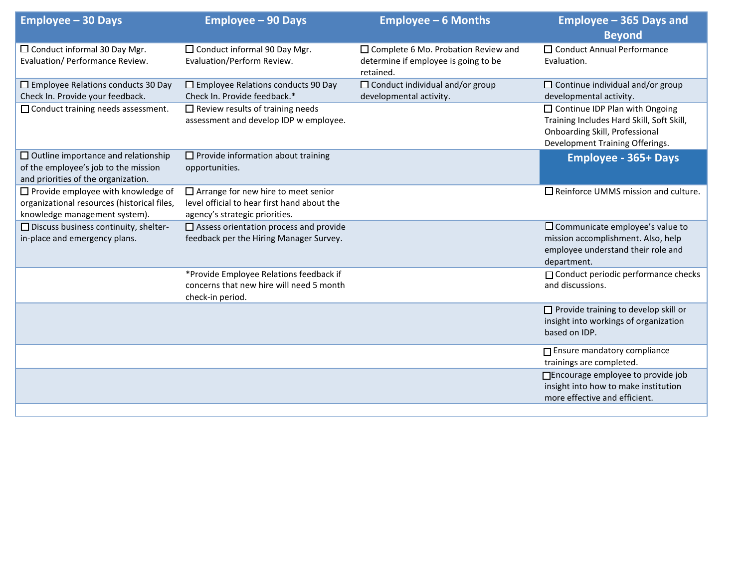| Employee – 30 Days | Employee – 90 Days | Employee – 6 Months | Employee – 365 Days and Beyond |
|---|---|---|---|
| ☐ Conduct informal 30 Day Mgr. Evaluation/ Performance Review. | ☐ Conduct informal 90 Day Mgr. Evaluation/Perform Review. | ☐ Complete 6 Mo. Probation Review and determine if employee is going to be retained. | ☐ Conduct Annual Performance Evaluation. |
| ☐ Employee Relations conducts 30 Day Check In. Provide your feedback. | ☐ Employee Relations conducts 90 Day Check In. Provide feedback.* | ☐ Conduct individual and/or group developmental activity. | ☐ Continue individual and/or group developmental activity. |
| ☐ Conduct training needs assessment. | ☐ Review results of training needs assessment and develop IDP w employee. | | ☐ Continue IDP Plan with Ongoing Training Includes Hard Skill, Soft Skill, Onboarding Skill, Professional Development Training Offerings. |
| ☐ Outline importance and relationship of the employee's job to the mission and priorities of the organization. | ☐ Provide information about training opportunities. | | **Employee - 365+ Days** |
| ☐ Provide employee with knowledge of organizational resources (historical files, knowledge management system). | ☐ Arrange for new hire to meet senior level official to hear first hand about the agency's strategic priorities. | | ☐ Reinforce UMMS mission and culture. |
| ☐ Discuss business continuity, shelter-in-place and emergency plans. | ☐ Assess orientation process and provide feedback per the Hiring Manager Survey. | | ☐ Communicate employee's value to mission accomplishment. Also, help employee understand their role and department. |
| | *Provide Employee Relations feedback if concerns that new hire will need 5 month check-in period. | | ☐ Conduct periodic performance checks and discussions. |
| | | | ☐ Provide training to develop skill or insight into workings of organization based on IDP. |
| | | | ☐ Ensure mandatory compliance trainings are completed. |
| | | | ☐ Encourage employee to provide job insight into how to make institution more effective and efficient. |